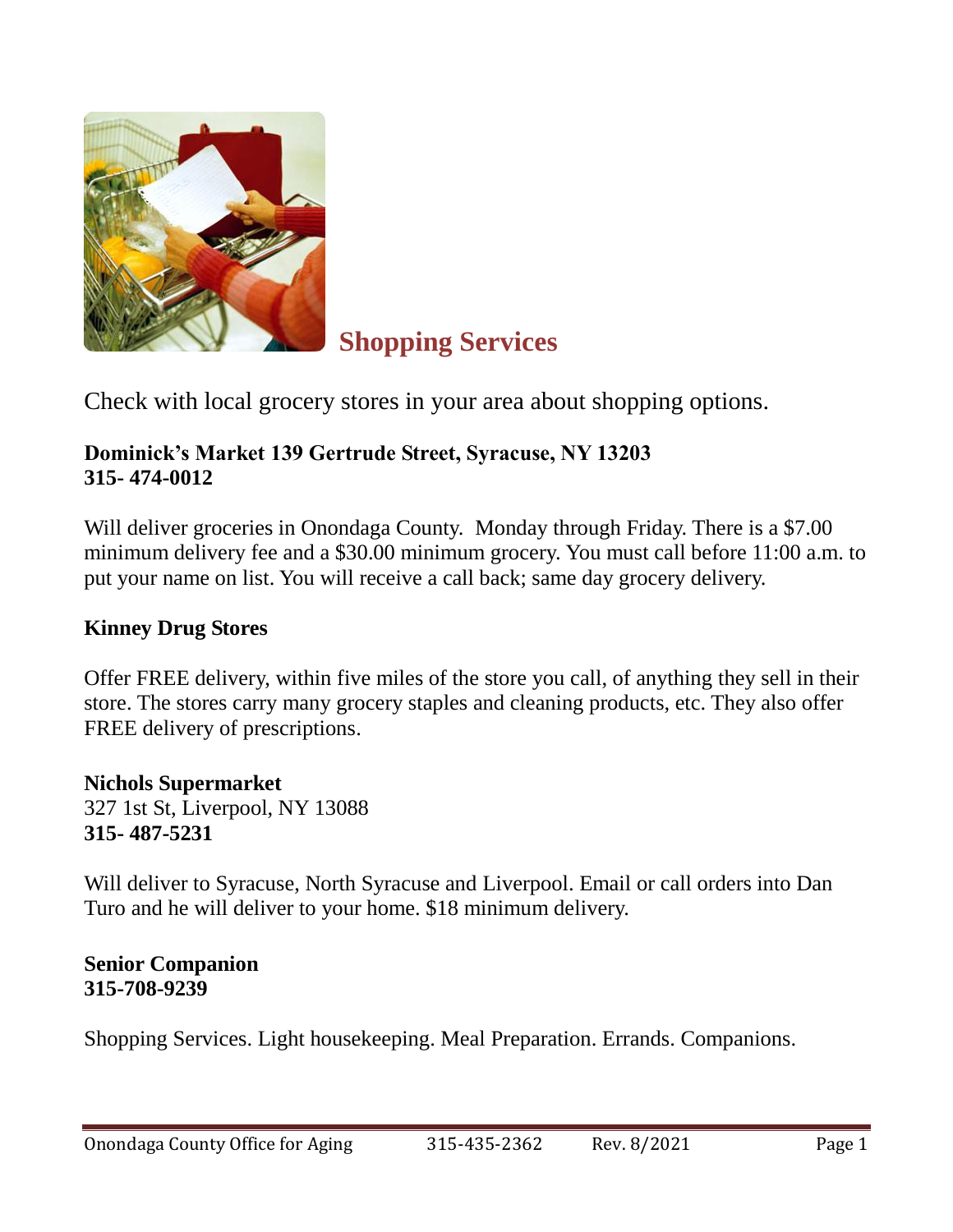# Shopping Services

Check with local grocery stores in your area about shopping options.

**Dominick's Market 139 Gertrude Street, Syracuse, NY 13203**
**315- 474-0012**

Will deliver groceries in Onondaga County. Monday through Friday. There is a $7.00 minimum delivery fee and a $30.00 minimum grocery. You must call before 11:00 a.m. to put your name on list. You will receive a call back; same day grocery delivery.

**Kinney Drug Stores**

Offer FREE delivery, within five miles of the store you call, of anything they sell in their store. The stores carry many grocery staples and cleaning products, etc. They also offer FREE delivery of prescriptions.

**Nichols Supermarket**
327 1st St, Liverpool, NY 13088
**315- 487-5231**

Will deliver to Syracuse, North Syracuse and Liverpool. Email or call orders into Dan Turo and he will deliver to your home. $18 minimum delivery.

**Senior Companion**
**315-708-9239**

Shopping Services. Light housekeeping. Meal Preparation. Errands. Companions.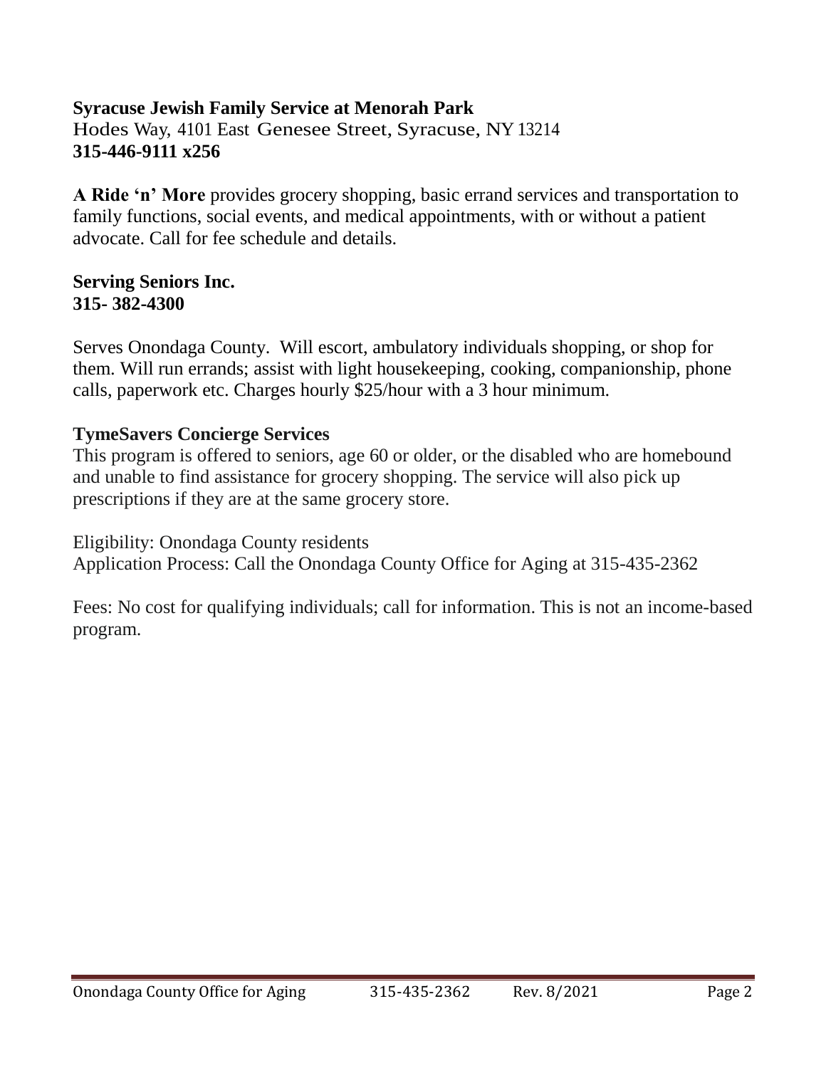**Syracuse Jewish Family Service at Menorah Park**
Hodes Way, 4101 East Genesee Street, Syracuse, NY 13214
**315-446-9111 x256**

**A Ride 'n' More** provides grocery shopping, basic errand services and transportation to family functions, social events, and medical appointments, with or without a patient advocate. Call for fee schedule and details.

**Serving Seniors Inc.**
**315- 382-4300**

Serves Onondaga County. Will escort, ambulatory individuals shopping, or shop for them. Will run errands; assist with light housekeeping, cooking, companionship, phone calls, paperwork etc. Charges hourly $25/hour with a 3 hour minimum.

**TymeSavers Concierge Services**
This program is offered to seniors, age 60 or older, or the disabled who are homebound and unable to find assistance for grocery shopping. The service will also pick up prescriptions if they are at the same grocery store.

Eligibility: Onondaga County residents
Application Process: Call the Onondaga County Office for Aging at 315-435-2362

Fees: No cost for qualifying individuals; call for information. This is not an income-based program.